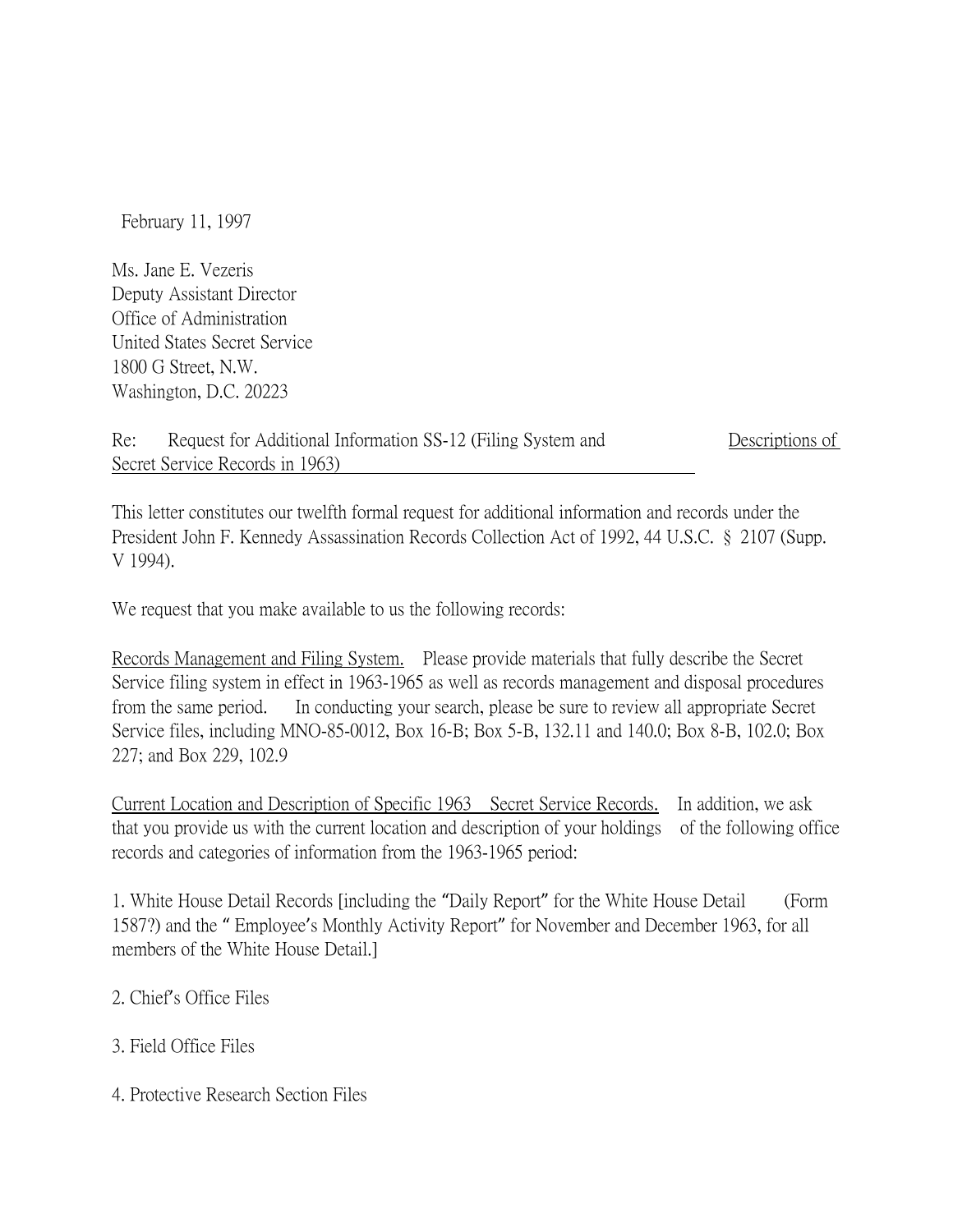February 11, 1997

Ms. Jane E. Vezeris
Deputy Assistant Director
Office of Administration
United States Secret Service
1800 G Street, N.W.
Washington, D.C. 20223

Re: Request for Additional Information SS-12 (Filing System and Descriptions of Secret Service Records in 1963)

This letter constitutes our twelfth formal request for additional information and records under the President John F. Kennedy Assassination Records Collection Act of 1992, 44 U.S.C. § 2107 (Supp. V 1994).

We request that you make available to us the following records:

Records Management and Filing System. Please provide materials that fully describe the Secret Service filing system in effect in 1963-1965 as well as records management and disposal procedures from the same period. In conducting your search, please be sure to review all appropriate Secret Service files, including MNO-85-0012, Box 16-B; Box 5-B, 132.11 and 140.0; Box 8-B, 102.0; Box 227; and Box 229, 102.9

Current Location and Description of Specific 1963 Secret Service Records. In addition, we ask that you provide us with the current location and description of your holdings of the following office records and categories of information from the 1963-1965 period:

1. White House Detail Records [including the "Daily Report" for the White House Detail (Form 1587?) and the " Employee's Monthly Activity Report" for November and December 1963, for all members of the White House Detail.]

2. Chief's Office Files

3. Field Office Files

4. Protective Research Section Files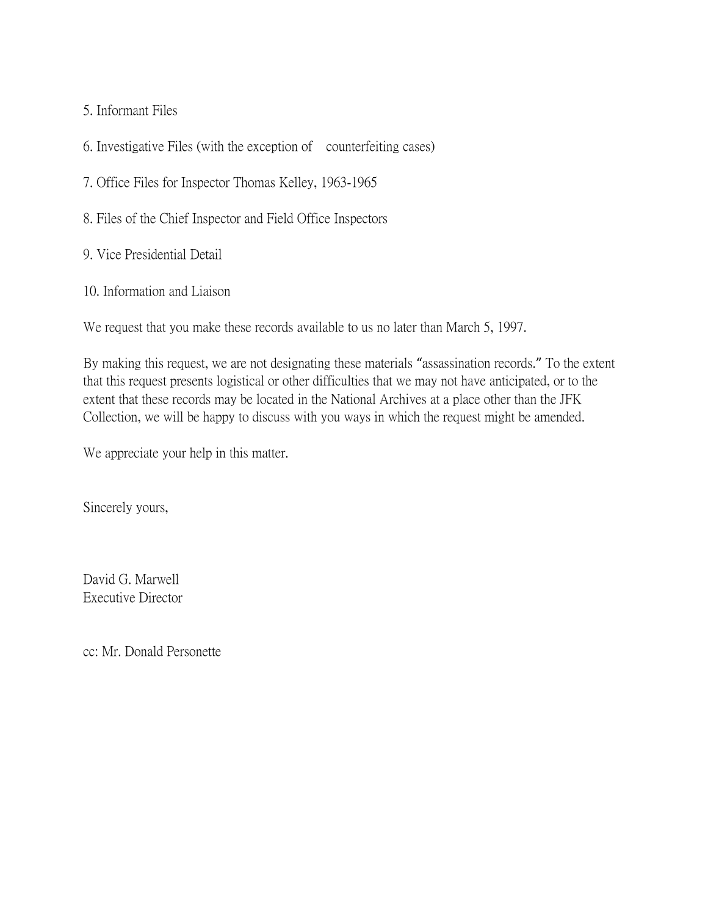5. Informant Files

6. Investigative Files (with the exception of counterfeiting cases)

7. Office Files for Inspector Thomas Kelley, 1963-1965

8. Files of the Chief Inspector and Field Office Inspectors

9. Vice Presidential Detail

10. Information and Liaison

We request that you make these records available to us no later than March 5, 1997.

By making this request, we are not designating these materials "assassination records." To the extent that this request presents logistical or other difficulties that we may not have anticipated, or to the extent that these records may be located in the National Archives at a place other than the JFK Collection, we will be happy to discuss with you ways in which the request might be amended.

We appreciate your help in this matter.

Sincerely yours,

David G. Marwell
Executive Director

cc: Mr. Donald Personette